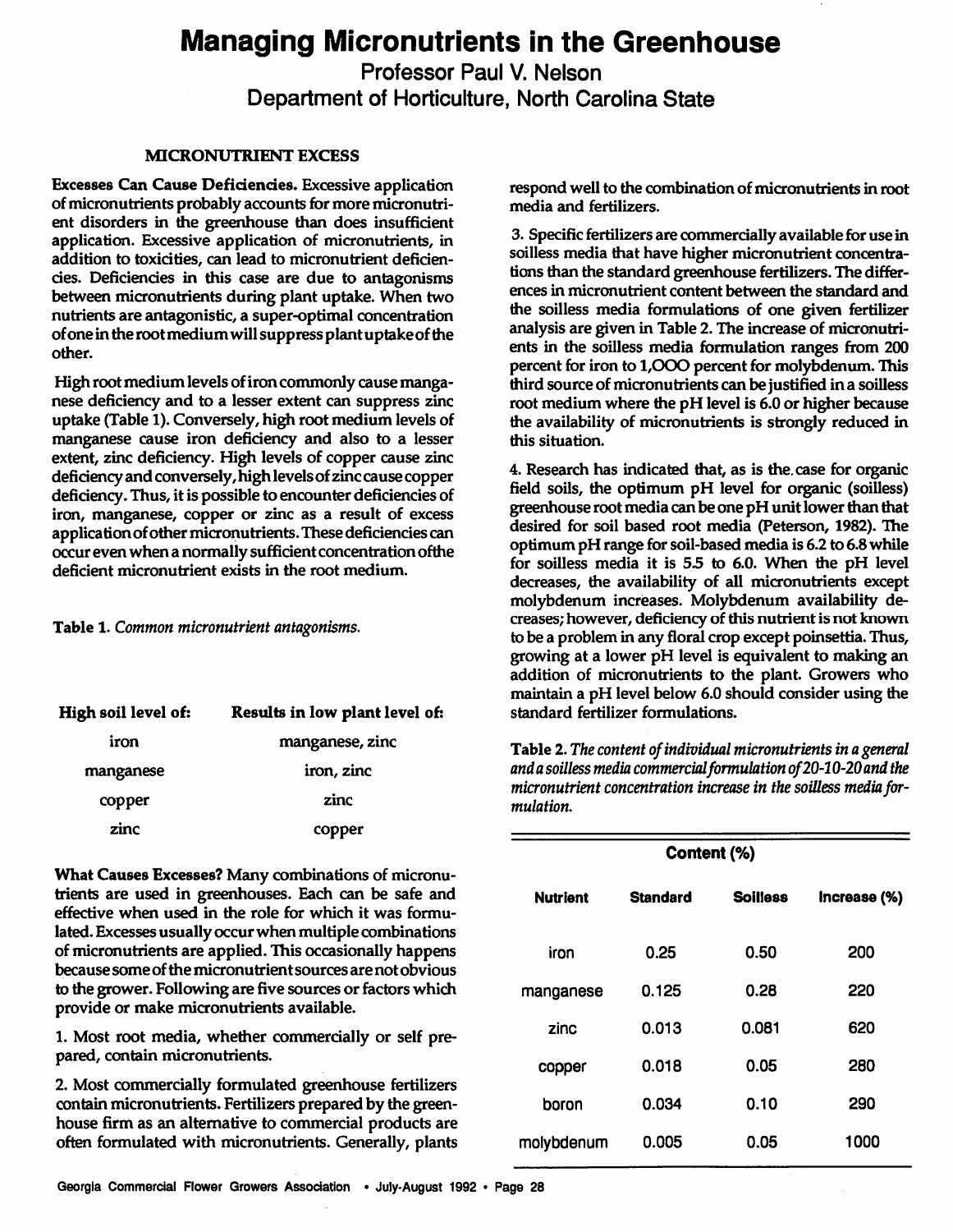# Managing Micronutrients in the Greenhouse

## Professor Paul V. Nelson
## Department of Horticulture, North Carolina State

### MICRONUTRIENT EXCESS

**Excesses Can Cause Deficiencies.** Excessive application of micronutrients probably accounts for more micronutrient disorders in the greenhouse than does insufficient application. Excessive application of micronutrients, in addition to toxicities, can lead to micronutrient deficiencies. Deficiencies in this case are due to antagonisms between micronutrients during plant uptake. When two nutrients are antagonistic, a super-optimal concentration of one in the root medium will suppress plant uptake of the other.

High root medium levels of iron commonly cause manganese deficiency and to a lesser extent can suppress zinc uptake (Table 1). Conversely, high root medium levels of manganese cause iron deficiency and also to a lesser extent, zinc deficiency. High levels of copper cause zinc deficiency and conversely, high levels of zinc cause copper deficiency. Thus, it is possible to encounter deficiencies of iron, manganese, copper or zinc as a result of excess application of other micronutrients. These deficiencies can occur even when a normally sufficient concentration ofthe deficient micronutrient exists in the root medium.

**Table 1.** *Common micronutrient antagonisms.*

| High soil level of: | Results in low plant level of: |
|---|---|
| iron | manganese, zinc |
| manganese | iron, zinc |
| copper | zinc |
| zinc | copper |

**What Causes Excesses?** Many combinations of micronutrients are used in greenhouses. Each can be safe and effective when used in the role for which it was formulated. Excesses usually occur when multiple combinations of micronutrients are applied. This occasionally happens because some of the micronutrient sources are not obvious to the grower. Following are five sources or factors which provide or make micronutrients available.

1. Most root media, whether commercially or self prepared, contain micronutrients.

2. Most commercially formulated greenhouse fertilizers contain micronutrients. Fertilizers prepared by the greenhouse firm as an alternative to commercial products are often formulated with micronutrients. Generally, plants respond well to the combination of micronutrients in root media and fertilizers.

3. Specific fertilizers are commercially available for use in soilless media that have higher micronutrient concentrations than the standard greenhouse fertilizers. The differences in micronutrient content between the standard and the soilless media formulations of one given fertilizer analysis are given in Table 2. The increase of micronutrients in the soilless media formulation ranges from 200 percent for iron to 1,000 percent for molybdenum. This third source of micronutrients can be justified in a soilless root medium where the pH level is 6.0 or higher because the availability of micronutrients is strongly reduced in this situation.

4. Research has indicated that, as is the case for organic field soils, the optimum pH level for organic (soilless) greenhouse root media can be one pH unit lower than that desired for soil based root media (Peterson, 1982). The optimum pH range for soil-based media is 6.2 to 6.8 while for soilless media it is 5.5 to 6.0. When the pH level decreases, the availability of all micronutrients except molybdenum increases. Molybdenum availability decreases; however, deficiency of this nutrient is not known to be a problem in any floral crop except poinsettia. Thus, growing at a lower pH level is equivalent to making an addition of micronutrients to the plant. Growers who maintain a pH level below 6.0 should consider using the standard fertilizer formulations.

**Table 2.** *The content of individual micronutrients in a general and a soilless media commercial formulation of 20-10-20 and the micronutrient concentration increase in the soilless media formulation.*

| | Content (%) | | |
|---|---|---|---|
| **Nutrient** | **Standard** | **Soilless** | **Increase (%)** |
| iron | 0.25 | 0.50 | 200 |
| manganese | 0.125 | 0.28 | 220 |
| zinc | 0.013 | 0.081 | 620 |
| copper | 0.018 | 0.05 | 280 |
| boron | 0.034 | 0.10 | 290 |
| molybdenum | 0.005 | 0.05 | 1000 |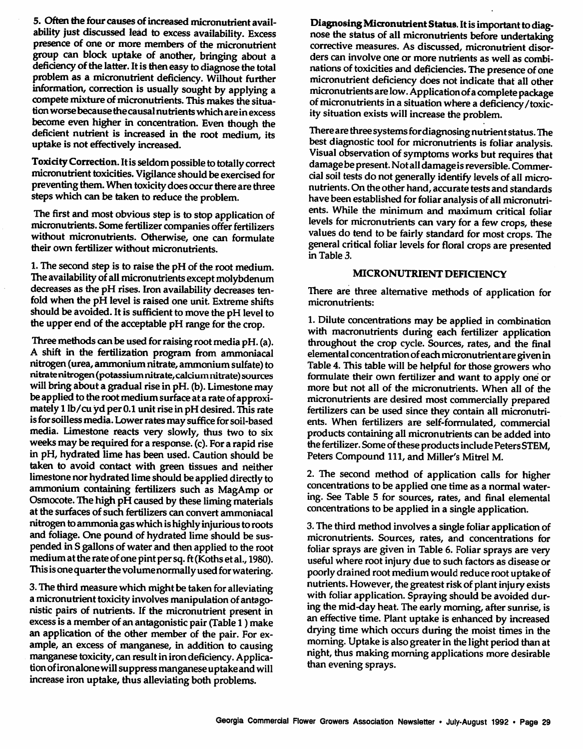5. Often the four causes of increased micronutrient availability just discussed lead to excess availability. Excess presence of one or more members of the micronutrient group can block uptake of another, bringing about a deficiency of the latter. It is then easy to diagnose the total problem as a micronutrient deficiency. Without further information, correction is usually sought by applying a compete mixture of micronutrients. This makes the situation worse because the causal nutrients which are in excess become even higher in concentration. Even though the deficient nutrient is increased in the root medium, its uptake is not effectively increased.

**Toxicity Correction.** It is seldom possible to totally correct micronutrient toxicities. Vigilance should be exercised for preventing them. When toxicity does occur there are three steps which can be taken to reduce the problem.

The first and most obvious step is to stop application of micronutrients. Some fertilizer companies offer fertilizers without micronutrients. Otherwise, one can formulate their own fertilizer without micronutrients.

1. The second step is to raise the pH of the root medium. The availability of all micronutrients except molybdenum decreases as the pH rises. Iron availability decreases tenfold when the pH level is raised one unit. Extreme shifts should be avoided. It is sufficient to move the pH level to the upper end of the acceptable pH range for the crop.

Three methods can be used for raising root media pH. (a). A shift in the fertilization program from ammoniacal nitrogen (urea, ammonium nitrate, ammonium sulfate) to nitrate nitrogen (potassium nitrate, calcium nitrate) sources will bring about a gradual rise in pH. (b). Limestone may be applied to the root medium surface at a rate of approximately 1 lb/cu yd per 0.1 unit rise in pH desired. This rate is for soilless media. Lower rates may suffice for soil-based media. Limestone reacts very slowly, thus two to six weeks may be required for a response. (c). For a rapid rise in pH, hydrated lime has been used. Caution should be taken to avoid contact with green tissues and neither limestone nor hydrated lime should be applied directly to ammonium containing fertilizers such as MagAmp or Osmocote. The high pH caused by these liming materials at the surfaces of such fertilizers can convert ammoniacal nitrogen to ammonia gas which is highly injurious to roots and foliage. One pound of hydrated lime should be suspended in 5 gallons of water and then applied to the root medium at the rate of one pint per sq. ft (Koths et al., 1980). This is one quarter the volume normally used for watering.

3. The third measure which might be taken for alleviating a micronutrient toxicity involves manipulation of antagonistic pairs of nutrients. If the micronutrient present in excess is a member of an antagonistic pair (Table 1) make an application of the other member of the pair. For example, an excess of manganese, in addition to causing manganese toxicity, can result in iron deficiency. Application of iron alone will suppress manganese uptake and will increase iron uptake, thus alleviating both problems.

**Diagnosing Micronutrient Status.** It is important to diagnose the status of all micronutrients before undertaking corrective measures. As discussed, micronutrient disorders can involve one or more nutrients as well as combinations of toxicities and deficiencies. The presence of one micronutrient deficiency does not indicate that all other micronutrients are low. Application of a complete package of micronutrients in a situation where a deficiency/toxicity situation exists will increase the problem.

There are three systems for diagnosing nutrient status. The best diagnostic tool for micronutrients is foliar analysis. Visual observation of symptoms works but requires that damage be present. Not all damage is reversible. Commercial soil tests do not generally identify levels of all micronutrients. On the other hand, accurate tests and standards have been established for foliar analysis of all micronutrients. While the minimum and maximum critical foliar levels for micronutrients can vary for a few crops, these values do tend to be fairly standard for most crops. The general critical foliar levels for floral crops are presented in Table 3.

## MICRONUTRIENT DEFICIENCY

There are three alternative methods of application for micronutrients:

1. Dilute concentrations may be applied in combination with macronutrients during each fertilizer application throughout the crop cycle. Sources, rates, and the final elemental concentration of each micronutrient are given in Table 4. This table will be helpful for those growers who formulate their own fertilizer and want to apply one or more but not all of the micronutrients. When all of the micronutrients are desired most commercially prepared fertilizers can be used since they contain all micronutrients. When fertilizers are self-formulated, commercial products containing all micronutrients can be added into the fertilizer. Some of these products include Peters STEM, Peters Compound 111, and Miller's Mitrel M.

2. The second method of application calls for higher concentrations to be applied one time as a normal watering. See Table 5 for sources, rates, and final elemental concentrations to be applied in a single application.

3. The third method involves a single foliar application of micronutrients. Sources, rates, and concentrations for foliar sprays are given in Table 6. Foliar sprays are very useful where root injury due to such factors as disease or poorly drained root medium would reduce root uptake of nutrients. However, the greatest risk of plant injury exists with foliar application. Spraying should be avoided during the mid-day heat. The early morning, after sunrise, is an effective time. Plant uptake is enhanced by increased drying time which occurs during the moist times in the morning. Uptake is also greater in the light period than at night, thus making morning applications more desirable than evening sprays.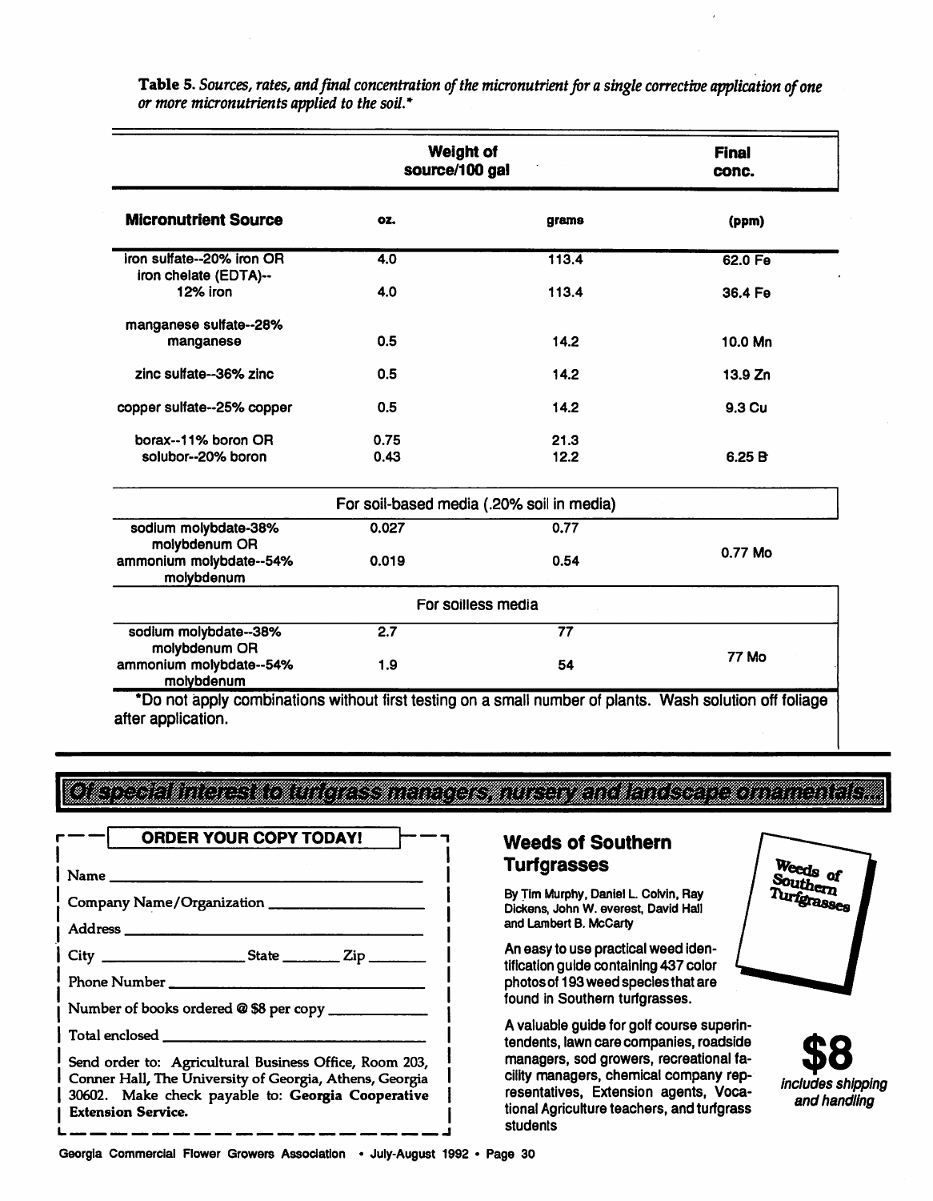**Table 5.** *Sources, rates, and final concentration of the micronutrient for a single corrective application of one or more micronutrients applied to the soil.**

| Micronutrient Source | Weight of source/100 gal oz. | Weight of source/100 gal grams | Final conc. (ppm) |
|---|---|---|---|
| iron sulfate--20% iron OR | 4.0 | 113.4 | 62.0 Fe |
| iron chelate (EDTA)-- 12% iron | 4.0 | 113.4 | 36.4 Fe |
| manganese sulfate--28% manganese | 0.5 | 14.2 | 10.0 Mn |
| zinc sulfate--36% zinc | 0.5 | 14.2 | 13.9 Zn |
| copper sulfate--25% copper | 0.5 | 14.2 | 9.3 Cu |
| borax--11% boron OR | 0.75 | 21.3 | |
| solubor--20% boron | 0.43 | 12.2 | 6.25 B |
| **For soil-based media (.20% soil in media)** | | | |
| sodium molybdate-38% molybdenum OR | 0.027 | 0.77 | 0.77 Mo |
| ammonium molybdate--54% molybdenum | 0.019 | 0.54 | |
| **For soilless media** | | | |
| sodium molybdate--38% molybdenum OR | 2.7 | 77 | 77 Mo |
| ammonium molybdate--54% molybdenum | 1.9 | 54 | |

*Do not apply combinations without first testing on a small number of plants. Wash solution off foliage after application.

## Of special interest to turfgrass managers, nursery and landscape ornamentals.

### ORDER YOUR COPY TODAY!

Name ______________________________

Company Name/Organization ______________________________

Address ______________________________

City ____________ State ______ Zip ______

Phone Number ______________________________

Number of books ordered @ $8 per copy ____________

Total enclosed ______________________________

Send order to: Agricultural Business Office, Room 203, Conner Hall, The University of Georgia, Athens, Georgia 30602. Make check payable to: **Georgia Cooperative Extension Service.**

## Weeds of Southern Turfgrasses

By Tim Murphy, Daniel L. Colvin, Ray Dickens, John W. everest, David Hall and Lambert B. McCarty

An easy to use practical weed identification guide containing 437 color photos of 193 weed species that are found in Southern turfgrasses.

A valuable guide for golf course superintendents, lawn care companies, roadside managers, sod growers, recreational facility managers, chemical company representatives, Extension agents, Vocational Agriculture teachers, and turfgrass students

Weeds of Southern Turfgrasses

**$8**

*includes shipping and handling*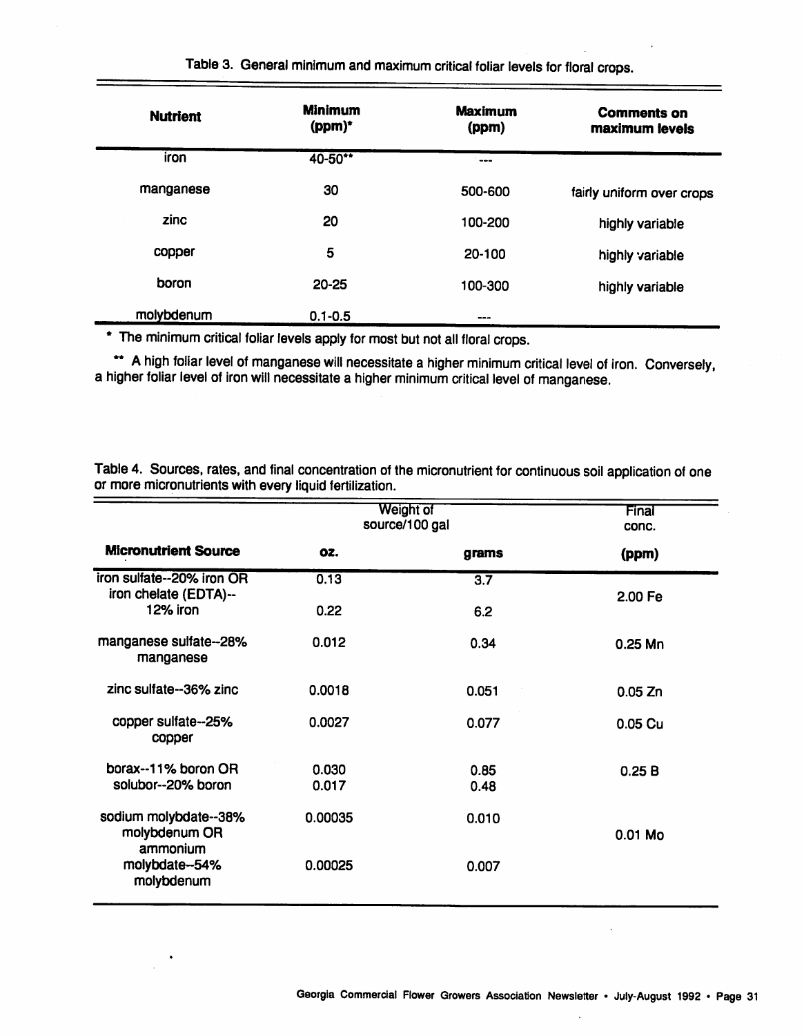Table 3. General minimum and maximum critical foliar levels for floral crops.

| Nutrient | Minimum (ppm)* | Maximum (ppm) | Comments on maximum levels |
|---|---|---|---|
| iron | 40-50** | --- | |
| manganese | 30 | 500-600 | fairly uniform over crops |
| zinc | 20 | 100-200 | highly variable |
| copper | 5 | 20-100 | highly variable |
| boron | 20-25 | 100-300 | highly variable |
| molybdenum | 0.1-0.5 | --- | |

\* The minimum critical foliar levels apply for most but not all floral crops.

\*\* A high foliar level of manganese will necessitate a higher minimum critical level of iron. Conversely, a higher foliar level of iron will necessitate a higher minimum critical level of manganese.

Table 4. Sources, rates, and final concentration of the micronutrient for continuous soil application of one or more micronutrients with every liquid fertilization.

| Micronutrient Source | Weight of source/100 gal oz. | Weight of source/100 gal grams | Final conc. (ppm) |
|---|---|---|---|
| iron sulfate--20% iron OR | 0.13 | 3.7 | 2.00 Fe |
| iron chelate (EDTA)--12% iron | 0.22 | 6.2 | |
| manganese sulfate--28% manganese | 0.012 | 0.34 | 0.25 Mn |
| zinc sulfate--36% zinc | 0.0018 | 0.051 | 0.05 Zn |
| copper sulfate--25% copper | 0.0027 | 0.077 | 0.05 Cu |
| borax--11% boron OR | 0.030 | 0.85 | 0.25 B |
| solubor--20% boron | 0.017 | 0.48 | |
| sodium molybdate--38% molybdenum OR | 0.00035 | 0.010 | 0.01 Mo |
| ammonium molybdate--54% molybdenum | 0.00025 | 0.007 | |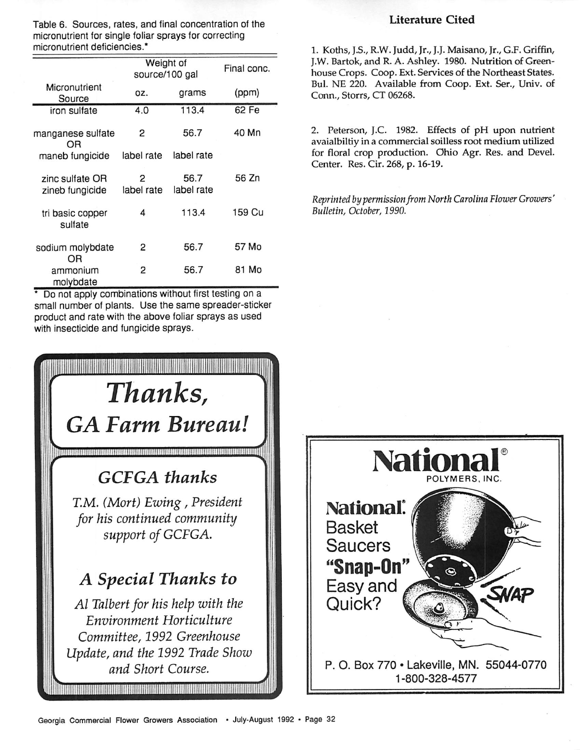Table 6. Sources, rates, and final concentration of the micronutrient for single foliar sprays for correcting micronutrient deficiencies.*

| Micronutrient Source | Weight of source/100 gal | | Final conc. |
|---|---|---|---|
| | oz. | grams | (ppm) |
| iron sulfate | 4.0 | 113.4 | 62 Fe |
| manganese sulfate OR | 2 | 56.7 | 40 Mn |
| maneb fungicide | label rate | label rate | |
| zinc sulfate OR | 2 | 56.7 | 56 Zn |
| zineb fungicide | label rate | label rate | |
| tri basic copper sulfate | 4 | 113.4 | 159 Cu |
| sodium molybdate OR | 2 | 56.7 | 57 Mo |
| ammonium molybdate | 2 | 56.7 | 81 Mo |

\* Do not apply combinations without first testing on a small number of plants. Use the same spreader-sticker product and rate with the above foliar sprays as used with insecticide and fungicide sprays.

## Literature Cited

1. Koths, J.S., R.W. Judd, Jr., J.J. Maisano, Jr., G.F. Griffin, J.W. Bartok, and R. A. Ashley. 1980. Nutrition of Greenhouse Crops. Coop. Ext. Services of the Northeast States. Bul. NE 220. Available from Coop. Ext. Ser., Univ. of Conn., Storrs, CT 06268.

2. Peterson, J.C. 1982. Effects of pH upon nutrient avaialbiltiy in a commercial soilless root medium utilized for floral crop production. Ohio Agr. Res. and Devel. Center. Res. Cir. 268, p. 16-19.

*Reprinted by permission from North Carolina Flower Growers' Bulletin, October, 1990.*

# *Thanks, GA Farm Bureau!*

## *GCFGA thanks*

*T.M. (Mort) Ewing , President for his continued community support of GCFGA.*

## *A Special Thanks to*

*Al Talbert for his help with the Environment Horticulture Committee, 1992 Greenhouse Update, and the 1992 Trade Show and Short Course.*

**National®** POLYMERS, INC.

**National®** Basket Saucers **"Snap-On"** Easy and Quick?

SNAP

P. O. Box 770 • Lakeville, MN. 55044-0770
1-800-328-4577